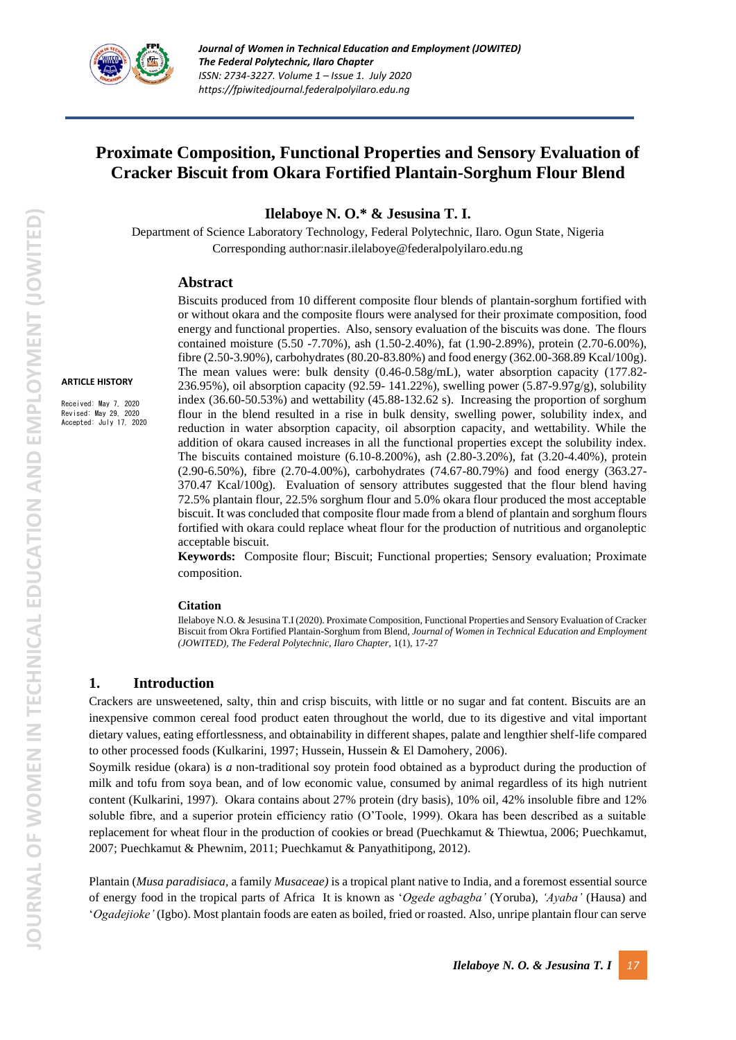# Proximate Composition, Functional Properties and Sensory Evaluation of Cracker Biscuit from Okara Fortified Plantain-Sorghum Flour Blend

**Ilelaboye N. O.\* & Jesusina T. I.**

Department of Science Laboratory Technology, Federal Polytechnic, Ilaro. Ogun State, Nigeria
Corresponding author:nasir.ilelaboye@federalpolyilaro.edu.ng

**ARTICLE HISTORY**

Received: May 7, 2020
Revised: May 29, 2020
Accepted: July 17, 2020

## Abstract

Biscuits produced from 10 different composite flour blends of plantain-sorghum fortified with or without okara and the composite flours were analysed for their proximate composition, food energy and functional properties. Also, sensory evaluation of the biscuits was done. The flours contained moisture (5.50 -7.70%), ash (1.50-2.40%), fat (1.90-2.89%), protein (2.70-6.00%), fibre (2.50-3.90%), carbohydrates (80.20-83.80%) and food energy (362.00-368.89 Kcal/100g). The mean values were: bulk density (0.46-0.58g/mL), water absorption capacity (177.82-236.95%), oil absorption capacity (92.59- 141.22%), swelling power (5.87-9.97g/g), solubility index (36.60-50.53%) and wettability (45.88-132.62 s). Increasing the proportion of sorghum flour in the blend resulted in a rise in bulk density, swelling power, solubility index, and reduction in water absorption capacity, oil absorption capacity, and wettability. While the addition of okara caused increases in all the functional properties except the solubility index. The biscuits contained moisture (6.10-8.200%), ash (2.80-3.20%), fat (3.20-4.40%), protein (2.90-6.50%), fibre (2.70-4.00%), carbohydrates (74.67-80.79%) and food energy (363.27-370.47 Kcal/100g). Evaluation of sensory attributes suggested that the flour blend having 72.5% plantain flour, 22.5% sorghum flour and 5.0% okara flour produced the most acceptable biscuit. It was concluded that composite flour made from a blend of plantain and sorghum flours fortified with okara could replace wheat flour for the production of nutritious and organoleptic acceptable biscuit.

**Keywords:** Composite flour; Biscuit; Functional properties; Sensory evaluation; Proximate composition.

### Citation

Ilelaboye N.O. & Jesusina T.I (2020). Proximate Composition, Functional Properties and Sensory Evaluation of Cracker Biscuit from Okra Fortified Plantain-Sorghum from Blend, *Journal of Women in Technical Education and Employment (JOWITED), The Federal Polytechnic, Ilaro Chapter*, 1(1), 17-27

## 1. Introduction

Crackers are unsweetened, salty, thin and crisp biscuits, with little or no sugar and fat content. Biscuits are an inexpensive common cereal food product eaten throughout the world, due to its digestive and vital important dietary values, eating effortlessness, and obtainability in different shapes, palate and lengthier shelf-life compared to other processed foods (Kulkarini, 1997; Hussein, Hussein & El Damohery, 2006).

Soymilk residue (okara) is *a* non-traditional soy protein food obtained as a byproduct during the production of milk and tofu from soya bean, and of low economic value, consumed by animal regardless of its high nutrient content (Kulkarini, 1997). Okara contains about 27% protein (dry basis), 10% oil, 42% insoluble fibre and 12% soluble fibre, and a superior protein efficiency ratio (O'Toole, 1999). Okara has been described as a suitable replacement for wheat flour in the production of cookies or bread (Puechkamut & Thiewtua, 2006; Puechkamut, 2007; Puechkamut & Phewnim, 2011; Puechkamut & Panyathitipong, 2012).

Plantain (*Musa paradisiaca*, a family *Musaceae)* is a tropical plant native to India, and a foremost essential source of energy food in the tropical parts of Africa It is known as '*Ogede agbagba'* (Yoruba), *'Ayaba'* (Hausa) and '*Ogadejioke'* (Igbo). Most plantain foods are eaten as boiled, fried or roasted. Also, unripe plantain flour can serve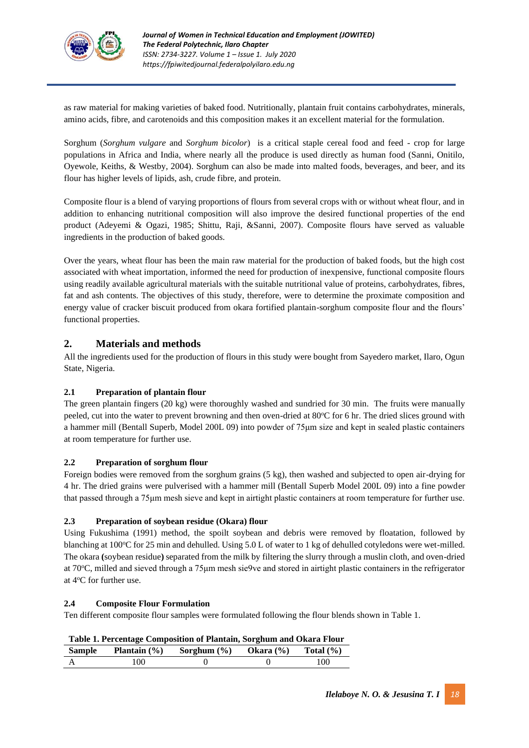as raw material for making varieties of baked food. Nutritionally, plantain fruit contains carbohydrates, minerals, amino acids, fibre, and carotenoids and this composition makes it an excellent material for the formulation.

Sorghum (*Sorghum vulgare* and *Sorghum bicolor*) is a critical staple cereal food and feed - crop for large populations in Africa and India, where nearly all the produce is used directly as human food (Sanni, Onitilo, Oyewole, Keiths, & Westby, 2004). Sorghum can also be made into malted foods, beverages, and beer, and its flour has higher levels of lipids, ash, crude fibre, and protein.

Composite flour is a blend of varying proportions of flours from several crops with or without wheat flour, and in addition to enhancing nutritional composition will also improve the desired functional properties of the end product (Adeyemi & Ogazi, 1985; Shittu, Raji, &Sanni, 2007). Composite flours have served as valuable ingredients in the production of baked goods.

Over the years, wheat flour has been the main raw material for the production of baked foods, but the high cost associated with wheat importation, informed the need for production of inexpensive, functional composite flours using readily available agricultural materials with the suitable nutritional value of proteins, carbohydrates, fibres, fat and ash contents. The objectives of this study, therefore, were to determine the proximate composition and energy value of cracker biscuit produced from okara fortified plantain-sorghum composite flour and the flours' functional properties.

## 2. Materials and methods

All the ingredients used for the production of flours in this study were bought from Sayedero market, Ilaro, Ogun State, Nigeria.

### 2.1 Preparation of plantain flour

The green plantain fingers (20 kg) were thoroughly washed and sundried for 30 min. The fruits were manually peeled, cut into the water to prevent browning and then oven-dried at 80°C for 6 hr. The dried slices ground with a hammer mill (Bentall Superb, Model 200L 09) into powder of 75µm size and kept in sealed plastic containers at room temperature for further use.

### 2.2 Preparation of sorghum flour

Foreign bodies were removed from the sorghum grains (5 kg), then washed and subjected to open air-drying for 4 hr. The dried grains were pulverised with a hammer mill (Bentall Superb Model 200L 09) into a fine powder that passed through a 75µm mesh sieve and kept in airtight plastic containers at room temperature for further use.

### 2.3 Preparation of soybean residue (Okara) flour

Using Fukushima (1991) method, the spoilt soybean and debris were removed by floatation, followed by blanching at 100°C for 25 min and dehulled. Using 5.0 L of water to 1 kg of dehulled cotyledons were wet-milled. The okara **(**soybean residue**)** separated from the milk by filtering the slurry through a muslin cloth, and oven-dried at 70°C, milled and sieved through a 75µm mesh sie9ve and stored in airtight plastic containers in the refrigerator at 4°C for further use.

### 2.4 Composite Flour Formulation

Ten different composite flour samples were formulated following the flour blends shown in Table 1.

**Table 1. Percentage Composition of Plantain, Sorghum and Okara Flour**

| Sample | Plantain (%) | Sorghum (%) | Okara (%) | Total (%) |
|---|---|---|---|---|
| A | 100 | 0 | 0 | 100 |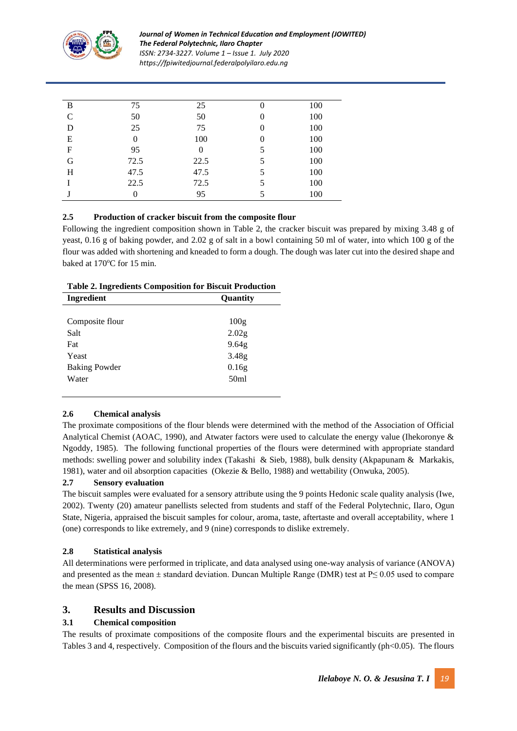| | | | | |
|---|---|---|---|---|
| B | 75 | 25 | 0 | 100 |
| C | 50 | 50 | 0 | 100 |
| D | 25 | 75 | 0 | 100 |
| E | 0 | 100 | 0 | 100 |
| F | 95 | 0 | 5 | 100 |
| G | 72.5 | 22.5 | 5 | 100 |
| H | 47.5 | 47.5 | 5 | 100 |
| I | 22.5 | 72.5 | 5 | 100 |
| J | 0 | 95 | 5 | 100 |

### 2.5 Production of cracker biscuit from the composite flour

Following the ingredient composition shown in Table 2, the cracker biscuit was prepared by mixing 3.48 g of yeast, 0.16 g of baking powder, and 2.02 g of salt in a bowl containing 50 ml of water, into which 100 g of the flour was added with shortening and kneaded to form a dough. The dough was later cut into the desired shape and baked at 170$^{o}$C for 15 min.

**Table 2. Ingredients Composition for Biscuit Production**

| Ingredient | Quantity |
|---|---|
| Composite flour | 100g |
| Salt | 2.02g |
| Fat | 9.64g |
| Yeast | 3.48g |
| Baking Powder | 0.16g |
| Water | 50ml |

### 2.6 Chemical analysis

The proximate compositions of the flour blends were determined with the method of the Association of Official Analytical Chemist (AOAC, 1990), and Atwater factors were used to calculate the energy value (Ihekoronye & Ngoddy, 1985). The following functional properties of the flours were determined with appropriate standard methods: swelling power and solubility index (Takashi & Sieb, 1988), bulk density (Akpapunam & Markakis, 1981), water and oil absorption capacities (Okezie & Bello, 1988) and wettability (Onwuka, 2005).

### 2.7 Sensory evaluation

The biscuit samples were evaluated for a sensory attribute using the 9 points Hedonic scale quality analysis (Iwe, 2002). Twenty (20) amateur panellists selected from students and staff of the Federal Polytechnic, Ilaro, Ogun State, Nigeria, appraised the biscuit samples for colour, aroma, taste, aftertaste and overall acceptability, where 1 (one) corresponds to like extremely, and 9 (nine) corresponds to dislike extremely.

### 2.8 Statistical analysis

All determinations were performed in triplicate, and data analysed using one-way analysis of variance (ANOVA) and presented as the mean ± standard deviation. Duncan Multiple Range (DMR) test at $P \leq 0.05$ used to compare the mean (SPSS 16, 2008).

## 3. Results and Discussion

### 3.1 Chemical composition

The results of proximate compositions of the composite flours and the experimental biscuits are presented in Tables 3 and 4, respectively. Composition of the flours and the biscuits varied significantly (ph<0.05). The flours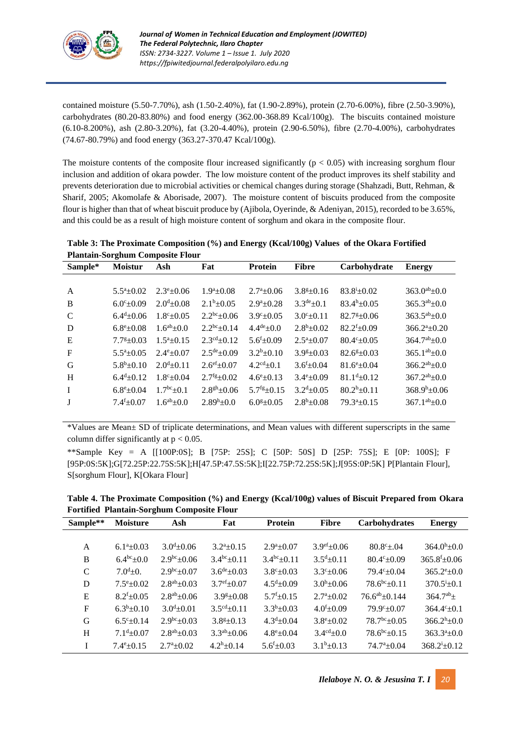contained moisture (5.50-7.70%), ash (1.50-2.40%), fat (1.90-2.89%), protein (2.70-6.00%), fibre (2.50-3.90%), carbohydrates (80.20-83.80%) and food energy (362.00-368.89 Kcal/100g). The biscuits contained moisture (6.10-8.200%), ash (2.80-3.20%), fat (3.20-4.40%), protein (2.90-6.50%), fibre (2.70-4.00%), carbohydrates (74.67-80.79%) and food energy (363.27-370.47 Kcal/100g).

The moisture contents of the composite flour increased significantly ($p < 0.05$) with increasing sorghum flour inclusion and addition of okara powder. The low moisture content of the product improves its shelf stability and prevents deterioration due to microbial activities or chemical changes during storage (Shahzadi, Butt, Rehman, & Sharif, 2005; Akomolafe & Aborisade, 2007). The moisture content of biscuits produced from the composite flour is higher than that of wheat biscuit produce by (Ajibola, Oyerinde, & Adeniyan, 2015), recorded to be 3.65%, and this could be as a result of high moisture content of sorghum and okara in the composite flour.

**Table 3: The Proximate Composition (%) and Energy (Kcal/100g) Values of the Okara Fortified Plantain-Sorghum Composite Flour**

| Sample* | Moistur | Ash | Fat | Protein | Fibre | Carbohydrate | Energy |
|---|---|---|---|---|---|---|---|
| A | $5.5^{a}\pm0.02$ | $2.3^{e}\pm0.06$ | $1.9^{a}\pm0.08$ | $2.7^{a}\pm0.06$ | $3.8^{g}\pm0.16$ | $83.8^{i}\pm0.02$ | $363.0^{ab}\pm0.0$ |
| B | $6.0^{c}\pm0.09$ | $2.0^{d}\pm0.08$ | $2.1^{b}\pm0.05$ | $2.9^{a}\pm0.28$ | $3.3^{de}\pm0.1$ | $83.4^{h}\pm0.05$ | $365.3^{ab}\pm0.0$ |
| C | $6.4^{d}\pm0.06$ | $1.8^{c}\pm0.05$ | $2.2^{bc}\pm0.06$ | $3.9^{c}\pm0.05$ | $3.0^{c}\pm0.11$ | $82.7^{g}\pm0.06$ | $363.5^{ab}\pm0.0$ |
| D | $6.8^{e}\pm0.08$ | $1.6^{ab}\pm0.0$ | $2.2^{bc}\pm0.14$ | $4.4^{de}\pm0.0$ | $2.8^{b}\pm0.02$ | $82.2^{f}\pm0.09$ | $366.2^{a}\pm0.20$ |
| E | $7.7^{g}\pm0.03$ | $1.5^{a}\pm0.15$ | $2.3^{cd}\pm0.12$ | $5.6^{f}\pm0.09$ | $2.5^{a}\pm0.07$ | $80.4^{c}\pm0.05$ | $364.7^{ab}\pm0.0$ |
| F | $5.5^{a}\pm0.05$ | $2.4^{e}\pm0.07$ | $2.5^{de}\pm0.09$ | $3.2^{b}\pm0.10$ | $3.9^{g}\pm0.03$ | $82.6^{g}\pm0.03$ | $365.1^{ab}\pm0.0$ |
| G | $5.8^{b}\pm0.10$ | $2.0^{d}\pm0.11$ | $2.6^{ef}\pm0.07$ | $4.2^{cd}\pm0.1$ | $3.6^{f}\pm0.04$ | $81.6^{e}\pm0.04$ | $366.2^{ab}\pm0.0$ |
| H | $6.4^{d}\pm0.12$ | $1.8^{c}\pm0.04$ | $2.7^{fg}\pm0.02$ | $4.6^{e}\pm0.13$ | $3.4^{e}\pm0.09$ | $81.1^{d}\pm0.12$ | $367.2^{ab}\pm0.0$ |
| I | $6.8^{e}\pm0.04$ | $1.7^{bc}\pm0.1$ | $2.8^{gh}\pm0.06$ | $5.7^{fg}\pm0.15$ | $3.2^{d}\pm0.05$ | $80.2^{b}\pm0.11$ | $368.9^{b}\pm0.06$ |
| J | $7.4^{f}\pm0.07$ | $1.6^{ab}\pm0.0$ | $2.89^{h}\pm0.0$ | $6.0^{g}\pm0.05$ | $2.8^{b}\pm0.08$ | $79.3^{a}\pm0.15$ | $367.1^{ab}\pm0.0$ |

*Values are Mean± SD of triplicate determinations, and Mean values with different superscripts in the same column differ significantly at $p < 0.05$.

**Sample Key = A [[100P:0S]; B [75P: 25S]; C [50P: 50S] D [25P: 75S]; E [0P: 100S]; F [95P:0S:5K];G[72.25P:22.75S:5K];H[47.5P:47.5S:5K];I[22.75P:72.25S:5K];J[95S:0P:5K] P[Plantain Flour], S[sorghum Flour], K[Okara Flour]

**Table 4. The Proximate Composition (%) and Energy (Kcal/100g) values of Biscuit Prepared from Okara Fortified Plantain-Sorghum Composite Flour**

| Sample** | Moisture | Ash | Fat | Protein | Fibre | Carbohydrates | Energy |
|---|---|---|---|---|---|---|---|
| A | $6.1^{a}\pm0.03$ | $3.0^{d}\pm0.06$ | $3.2^{a}\pm0.15$ | $2.9^{a}\pm0.07$ | $3.9^{ef}\pm0.06$ | $80.8^{c}\pm.04$ | $364.0^{b}\pm0.0$ |
| B | $6.4^{bc}\pm0.0$ | $2.9^{bc}\pm0.06$ | $3.4^{bc}\pm0.11$ | $3.4^{bc}\pm0.11$ | $3.5^{d}\pm0.11$ | $80.4^{c}\pm0.09$ | $365.8^{f}\pm0.06$ |
| C | $7.0^{d}\pm0.$ | $2.9^{bc}\pm0.07$ | $3.6^{de}\pm0.03$ | $3.8^{c}\pm0.03$ | $3.3^{c}\pm0.06$ | $79.4^{c}\pm0.04$ | $365.2^{e}\pm0.0$ |
| D | $7.5^{e}\pm0.02$ | $2.8^{ab}\pm0.03$ | $3.7^{ef}\pm0.07$ | $4.5^{d}\pm0.09$ | $3.0^{b}\pm0.06$ | $78.6^{bc}\pm0.11$ | $370.5^{j}\pm0.1$ |
| E | $8.2^{f}\pm0.05$ | $2.8^{ab}\pm0.06$ | $3.9^{g}\pm0.08$ | $5.7^{f}\pm0.15$ | $2.7^{a}\pm0.02$ | $76.6^{ab}\pm0.144$ | $364.7^{ab}\pm$ |
| F | $6.3^{b}\pm0.10$ | $3.0^{d}\pm0.01$ | $3.5^{cd}\pm0.11$ | $3.3^{b}\pm0.03$ | $4.0^{f}\pm0.09$ | $79.9^{c}\pm0.07$ | $364.4^{c}\pm0.1$ |
| G | $6.5^{c}\pm0.14$ | $2.9^{bc}\pm0.03$ | $3.8^{g}\pm0.13$ | $4.3^{d}\pm0.04$ | $3.8^{e}\pm0.02$ | $78.7^{bc}\pm0.05$ | $366.2^{h}\pm0.0$ |
| H | $7.1^{d}\pm0.07$ | $2.8^{ab}\pm0.03$ | $3.3^{ab}\pm0.06$ | $4.8^{e}\pm0.04$ | $3.4^{cd}\pm0.0$ | $78.6^{bc}\pm0.15$ | $363.3^{a}\pm0.0$ |
| I | $7.4^{e}\pm0.15$ | $2.7^{a}\pm0.02$ | $4.2^{h}\pm0.14$ | $5.6^{f}\pm0.03$ | $3.1^{b}\pm0.13$ | $74.7^{a}\pm0.04$ | $368.2^{i}\pm0.12$ |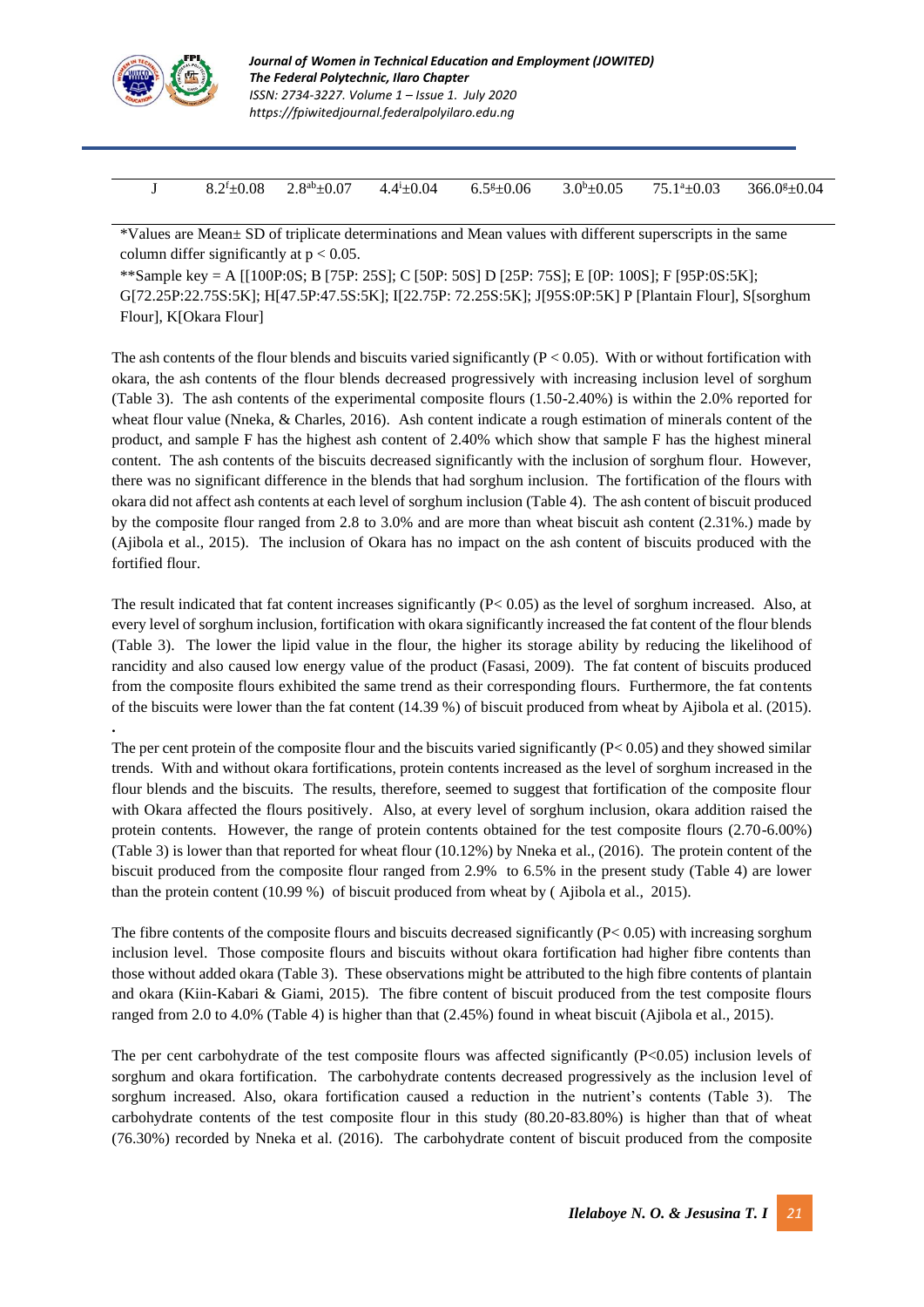| J | $8.2^{f}\pm0.08$ | $2.8^{ab}\pm0.07$ | $4.4^{i}\pm0.04$ | $6.5^{g}\pm0.06$ | $3.0^{b}\pm0.05$ | $75.1^{a}\pm0.03$ | $366.0^{g}\pm0.04$ |
|---|---|---|---|---|---|---|---|

*Values are Mean± SD of triplicate determinations and Mean values with different superscripts in the same column differ significantly at $p < 0.05$.

**Sample key = A [[100P:0S; B [75P: 25S]; C [50P: 50S] D [25P: 75S]; E [0P: 100S]; F [95P:0S:5K]; G[72.25P:22.75S:5K]; H[47.5P:47.5S:5K]; I[22.75P: 72.25S:5K]; J[95S:0P:5K] P [Plantain Flour], S[sorghum Flour], K[Okara Flour]

The ash contents of the flour blends and biscuits varied significantly ($P < 0.05$). With or without fortification with okara, the ash contents of the flour blends decreased progressively with increasing inclusion level of sorghum (Table 3). The ash contents of the experimental composite flours (1.50-2.40%) is within the 2.0% reported for wheat flour value (Nneka, & Charles, 2016). Ash content indicate a rough estimation of minerals content of the product, and sample F has the highest ash content of 2.40% which show that sample F has the highest mineral content. The ash contents of the biscuits decreased significantly with the inclusion of sorghum flour. However, there was no significant difference in the blends that had sorghum inclusion. The fortification of the flours with okara did not affect ash contents at each level of sorghum inclusion (Table 4). The ash content of biscuit produced by the composite flour ranged from 2.8 to 3.0% and are more than wheat biscuit ash content (2.31%.) made by (Ajibola et al., 2015). The inclusion of Okara has no impact on the ash content of biscuits produced with the fortified flour.

The result indicated that fat content increases significantly ($P< 0.05$) as the level of sorghum increased. Also, at every level of sorghum inclusion, fortification with okara significantly increased the fat content of the flour blends (Table 3). The lower the lipid value in the flour, the higher its storage ability by reducing the likelihood of rancidity and also caused low energy value of the product (Fasasi, 2009). The fat content of biscuits produced from the composite flours exhibited the same trend as their corresponding flours. Furthermore, the fat contents of the biscuits were lower than the fat content (14.39 %) of biscuit produced from wheat by Ajibola et al. (2015).

The per cent protein of the composite flour and the biscuits varied significantly ($P< 0.05$) and they showed similar trends. With and without okara fortifications, protein contents increased as the level of sorghum increased in the flour blends and the biscuits. The results, therefore, seemed to suggest that fortification of the composite flour with Okara affected the flours positively. Also, at every level of sorghum inclusion, okara addition raised the protein contents. However, the range of protein contents obtained for the test composite flours (2.70-6.00%) (Table 3) is lower than that reported for wheat flour (10.12%) by Nneka et al., (2016). The protein content of the biscuit produced from the composite flour ranged from 2.9% to 6.5% in the present study (Table 4) are lower than the protein content (10.99 %) of biscuit produced from wheat by ( Ajibola et al., 2015).

The fibre contents of the composite flours and biscuits decreased significantly ($P< 0.05$) with increasing sorghum inclusion level. Those composite flours and biscuits without okara fortification had higher fibre contents than those without added okara (Table 3). These observations might be attributed to the high fibre contents of plantain and okara (Kiin-Kabari & Giami, 2015). The fibre content of biscuit produced from the test composite flours ranged from 2.0 to 4.0% (Table 4) is higher than that (2.45%) found in wheat biscuit (Ajibola et al., 2015).

The per cent carbohydrate of the test composite flours was affected significantly ($P<0.05$) inclusion levels of sorghum and okara fortification. The carbohydrate contents decreased progressively as the inclusion level of sorghum increased. Also, okara fortification caused a reduction in the nutrient's contents (Table 3). The carbohydrate contents of the test composite flour in this study (80.20-83.80%) is higher than that of wheat (76.30%) recorded by Nneka et al. (2016). The carbohydrate content of biscuit produced from the composite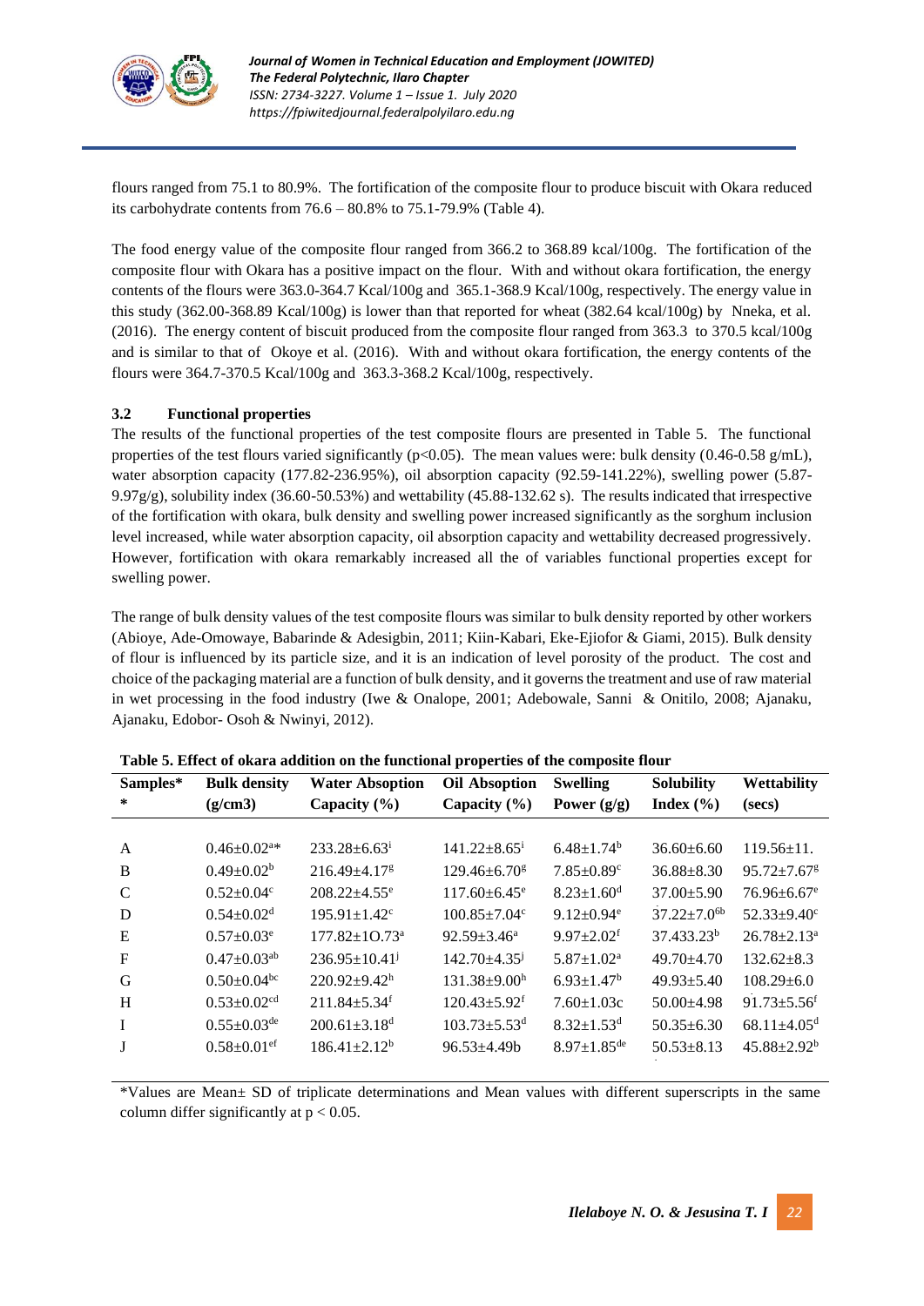flours ranged from 75.1 to 80.9%. The fortification of the composite flour to produce biscuit with Okara reduced its carbohydrate contents from 76.6 – 80.8% to 75.1-79.9% (Table 4).

The food energy value of the composite flour ranged from 366.2 to 368.89 kcal/100g. The fortification of the composite flour with Okara has a positive impact on the flour. With and without okara fortification, the energy contents of the flours were 363.0-364.7 Kcal/100g and 365.1-368.9 Kcal/100g, respectively. The energy value in this study (362.00-368.89 Kcal/100g) is lower than that reported for wheat (382.64 kcal/100g) by Nneka, et al. (2016). The energy content of biscuit produced from the composite flour ranged from 363.3 to 370.5 kcal/100g and is similar to that of Okoye et al. (2016). With and without okara fortification, the energy contents of the flours were 364.7-370.5 Kcal/100g and 363.3-368.2 Kcal/100g, respectively.

### 3.2 Functional properties

The results of the functional properties of the test composite flours are presented in Table 5. The functional properties of the test flours varied significantly ($p<0.05$). The mean values were: bulk density (0.46-0.58 g/mL), water absorption capacity (177.82-236.95%), oil absorption capacity (92.59-141.22%), swelling power (5.87-9.97g/g), solubility index (36.60-50.53%) and wettability (45.88-132.62 s). The results indicated that irrespective of the fortification with okara, bulk density and swelling power increased significantly as the sorghum inclusion level increased, while water absorption capacity, oil absorption capacity and wettability decreased progressively. However, fortification with okara remarkably increased all the of variables functional properties except for swelling power.

The range of bulk density values of the test composite flours was similar to bulk density reported by other workers (Abioye, Ade-Omowaye, Babarinde & Adesigbin, 2011; Kiin-Kabari, Eke-Ejiofor & Giami, 2015). Bulk density of flour is influenced by its particle size, and it is an indication of level porosity of the product. The cost and choice of the packaging material are a function of bulk density, and it governs the treatment and use of raw material in wet processing in the food industry (Iwe & Onalope, 2001; Adebowale, Sanni & Onitilo, 2008; Ajanaku, Ajanaku, Edobor- Osoh & Nwinyi, 2012).

**Table 5. Effect of okara addition on the functional properties of the composite flour**

| Samples** | Bulk density (g/cm3) | Water Absoption Capacity (%) | Oil Absoption Capacity (%) | Swelling Power (g/g) | Solubility Index (%) | Wettability (secs) |
|---|---|---|---|---|---|---|
| A | 0.46±0.02[a]* | 233.28±6.63[i] | 141.22±8.65[i] | 6.48±1.74[b] | 36.60±6.60 | 119.56±11. |
| B | 0.49±0.02[b] | 216.49±4.17[g] | 129.46±6.70[g] | 7.85±0.89[c] | 36.88±8.30 | 95.72±7.67[g] |
| C | 0.52±0.04[c] | 208.22±4.55[e] | 117.60±6.45[e] | 8.23±1.60[d] | 37.00±5.90 | 76.96±6.67[e] |
| D | 0.54±0.02[d] | 195.91±1.42[c] | 100.85±7.04[c] | 9.12±0.94[e] | 37.22±7.0[6b] | 52.33±9.40[c] |
| E | 0.57±0.03[e] | 177.82±1O.73[a] | 92.59±3.46[a] | 9.97±2.02[f] | 37.433.23[b] | 26.78±2.13[a] |
| F | 0.47±0.03[ab] | 236.95±10.41[j] | 142.70±4.35[j] | 5.87±1.02[a] | 49.70±4.70 | 132.62±8.3 |
| G | 0.50±0.04[bc] | 220.92±9.42[h] | 131.38±9.00[h] | 6.93±1.47[b] | 49.93±5.40 | 108.29±6.0 |
| H | 0.53±0.02[cd] | 211.84±5.34[f] | 120.43±5.92[f] | 7.60±1.03c | 50.00±4.98 | 91.73±5.56[f] |
| I | 0.55±0.03[de] | 200.61±3.18[d] | 103.73±5.53[d] | 8.32±1.53[d] | 50.35±6.30 | 68.11±4.05[d] |
| J | 0.58±0.01[ef] | 186.41±2.12[b] | 96.53±4.49b | 8.97±1.85[de] | 50.53±8.13 | 45.88±2.92[b] |

*Values are Mean± SD of triplicate determinations and Mean values with different superscripts in the same column differ significantly at $p < 0.05$.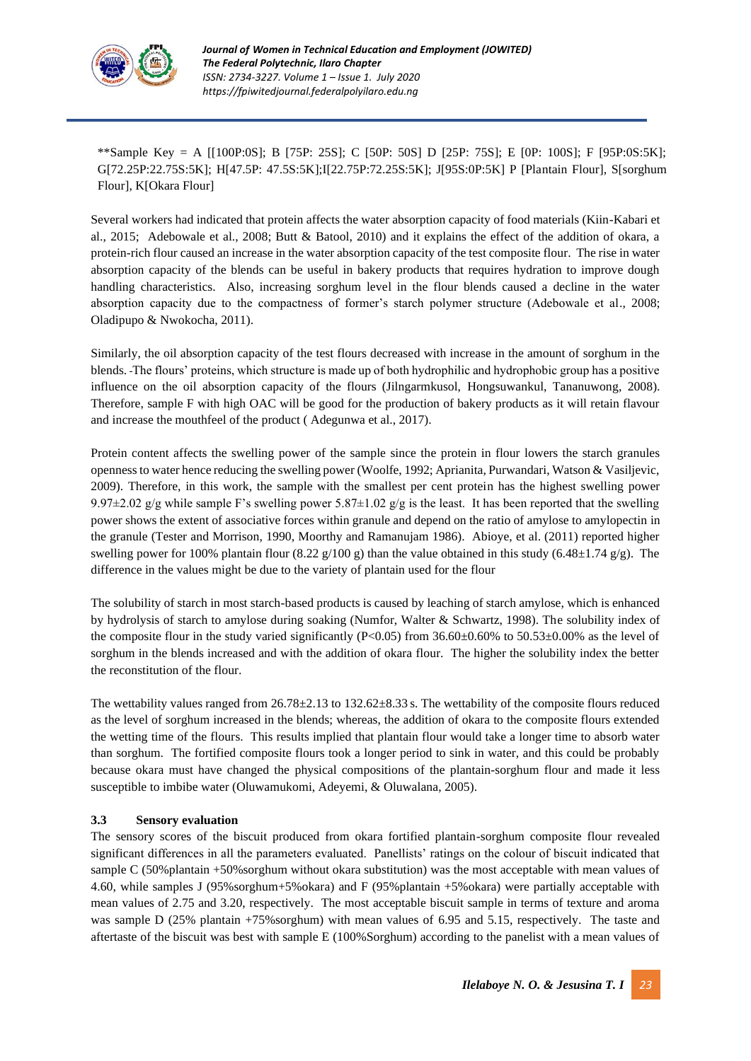**Sample Key = A [[100P:0S]; B [75P: 25S]; C [50P: 50S] D [25P: 75S]; E [0P: 100S]; F [95P:0S:5K]; G[72.25P:22.75S:5K]; H[47.5P: 47.5S:5K];I[22.75P:72.25S:5K]; J[95S:0P:5K] P [Plantain Flour], S[sorghum Flour], K[Okara Flour]

Several workers had indicated that protein affects the water absorption capacity of food materials (Kiin-Kabari et al., 2015; Adebowale et al., 2008; Butt & Batool, 2010) and it explains the effect of the addition of okara, a protein-rich flour caused an increase in the water absorption capacity of the test composite flour. The rise in water absorption capacity of the blends can be useful in bakery products that requires hydration to improve dough handling characteristics. Also, increasing sorghum level in the flour blends caused a decline in the water absorption capacity due to the compactness of former's starch polymer structure (Adebowale et al., 2008; Oladipupo & Nwokocha, 2011).

Similarly, the oil absorption capacity of the test flours decreased with increase in the amount of sorghum in the blends. The flours' proteins, which structure is made up of both hydrophilic and hydrophobic group has a positive influence on the oil absorption capacity of the flours (Jilngarmkusol, Hongsuwankul, Tananuwong, 2008). Therefore, sample F with high OAC will be good for the production of bakery products as it will retain flavour and increase the mouthfeel of the product ( Adegunwa et al., 2017).

Protein content affects the swelling power of the sample since the protein in flour lowers the starch granules openness to water hence reducing the swelling power (Woolfe, 1992; Aprianita, Purwandari, Watson & Vasiljevic, 2009). Therefore, in this work, the sample with the smallest per cent protein has the highest swelling power 9.97±2.02 g/g while sample F's swelling power 5.87±1.02 g/g is the least. It has been reported that the swelling power shows the extent of associative forces within granule and depend on the ratio of amylose to amylopectin in the granule (Tester and Morrison, 1990, Moorthy and Ramanujam 1986). Abioye, et al. (2011) reported higher swelling power for 100% plantain flour (8.22 g/100 g) than the value obtained in this study (6.48±1.74 g/g). The difference in the values might be due to the variety of plantain used for the flour

The solubility of starch in most starch-based products is caused by leaching of starch amylose, which is enhanced by hydrolysis of starch to amylose during soaking (Numfor, Walter & Schwartz, 1998). The solubility index of the composite flour in the study varied significantly ($P<0.05$) from 36.60±0.60% to 50.53±0.00% as the level of sorghum in the blends increased and with the addition of okara flour. The higher the solubility index the better the reconstitution of the flour.

The wettability values ranged from 26.78±2.13 to 132.62±8.33 s. The wettability of the composite flours reduced as the level of sorghum increased in the blends; whereas, the addition of okara to the composite flours extended the wetting time of the flours. This results implied that plantain flour would take a longer time to absorb water than sorghum. The fortified composite flours took a longer period to sink in water, and this could be probably because okara must have changed the physical compositions of the plantain-sorghum flour and made it less susceptible to imbibe water (Oluwamukomi, Adeyemi, & Oluwalana, 2005).

### 3.3 Sensory evaluation

The sensory scores of the biscuit produced from okara fortified plantain-sorghum composite flour revealed significant differences in all the parameters evaluated. Panellists' ratings on the colour of biscuit indicated that sample C (50%plantain +50%sorghum without okara substitution) was the most acceptable with mean values of 4.60, while samples J (95%sorghum+5%okara) and F (95%plantain +5%okara) were partially acceptable with mean values of 2.75 and 3.20, respectively. The most acceptable biscuit sample in terms of texture and aroma was sample D (25% plantain +75%sorghum) with mean values of 6.95 and 5.15, respectively. The taste and aftertaste of the biscuit was best with sample E (100%Sorghum) according to the panelist with a mean values of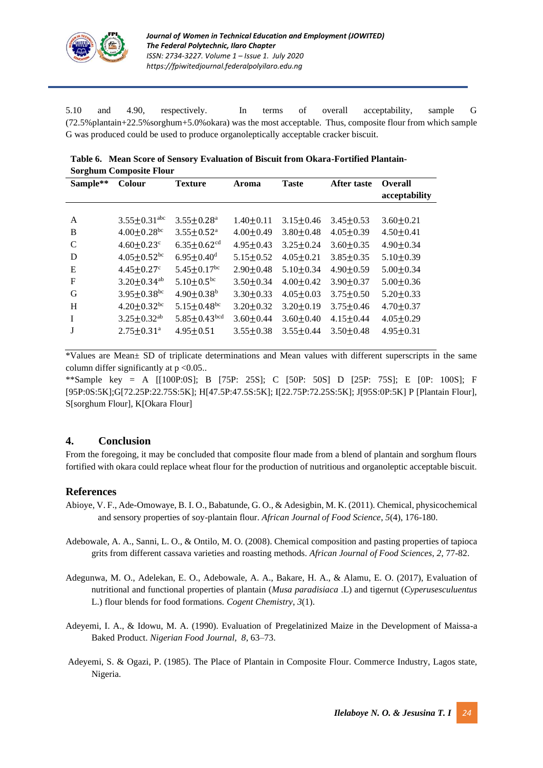5.10 and 4.90, respectively. In terms of overall acceptability, sample G (72.5%plantain+22.5%sorghum+5.0%okara) was the most acceptable. Thus, composite flour from which sample G was produced could be used to produce organoleptically acceptable cracker biscuit.

**Table 6. Mean Score of Sensory Evaluation of Biscuit from Okara-Fortified Plantain-Sorghum Composite Flour**

| Sample** | Colour | Texture | Aroma | Taste | After taste | Overall acceptability |
|---|---|---|---|---|---|---|
| A | $3.55 \pm 0.31^{abc}$ | $3.55 \pm 0.28^{a}$ | $1.40 \pm 0.11$ | $3.15 \pm 0.46$ | $3.45 \pm 0.53$ | $3.60 \pm 0.21$ |
| B | $4.00 \pm 0.28^{bc}$ | $3.55 \pm 0.52^{a}$ | $4.00 \pm 0.49$ | $3.80 \pm 0.48$ | $4.05 \pm 0.39$ | $4.50 \pm 0.41$ |
| C | $4.60 \pm 0.23^{c}$ | $6.35 \pm 0.62^{cd}$ | $4.95 \pm 0.43$ | $3.25 \pm 0.24$ | $3.60 \pm 0.35$ | $4.90 \pm 0.34$ |
| D | $4.05 \pm 0.52^{bc}$ | $6.95 \pm 0.40^{d}$ | $5.15 \pm 0.52$ | $4.05 \pm 0.21$ | $3.85 \pm 0.35$ | $5.10 \pm 0.39$ |
| E | $4.45 \pm 0.27^{c}$ | $5.45 \pm 0.17^{bc}$ | $2.90 \pm 0.48$ | $5.10 \pm 0.34$ | $4.90 \pm 0.59$ | $5.00 \pm 0.34$ |
| F | $3.20 \pm 0.34^{ab}$ | $5.10 \pm 0.5^{bc}$ | $3.50 \pm 0.34$ | $4.00 \pm 0.42$ | $3.90 \pm 0.37$ | $5.00 \pm 0.36$ |
| G | $3.95 \pm 0.38^{bc}$ | $4.90 \pm 0.38^{b}$ | $3.30 \pm 0.33$ | $4.05 \pm 0.03$ | $3.75 \pm 0.50$ | $5.20 \pm 0.33$ |
| H | $4.20 \pm 0.32^{bc}$ | $5.15 \pm 0.48^{bc}$ | $3.20 \pm 0.32$ | $3.20 \pm 0.19$ | $3.75 \pm 0.46$ | $4.70 \pm 0.37$ |
| I | $3.25 \pm 0.32^{ab}$ | $5.85 \pm 0.43^{bcd}$ | $3.60 \pm 0.44$ | $3.60 \pm 0.40$ | $4.15 \pm 0.44$ | $4.05 \pm 0.29$ |
| J | $2.75 \pm 0.31^{a}$ | $4.95 \pm 0.51$ | $3.55 \pm 0.38$ | $3.55 \pm 0.44$ | $3.50 \pm 0.48$ | $4.95 \pm 0.31$ |

*Values are Mean± SD of triplicate determinations and Mean values with different superscripts in the same column differ significantly at $p < 0.05$..

**Sample key = A [[100P:0S]; B [75P: 25S]; C [50P: 50S] D [25P: 75S]; E [0P: 100S]; F [95P:0S:5K];G[72.25P:22.75S:5K]; H[47.5P:47.5S:5K]; I[22.75P:72.25S:5K]; J[95S:0P:5K] P [Plantain Flour], S[sorghum Flour], K[Okara Flour]

## 4. Conclusion

From the foregoing, it may be concluded that composite flour made from a blend of plantain and sorghum flours fortified with okara could replace wheat flour for the production of nutritious and organoleptic acceptable biscuit.

## References

Abioye, V. F., Ade-Omowaye, B. I. O., Babatunde, G. O., & Adesigbin, M. K. (2011). Chemical, physicochemical and sensory properties of soy-plantain flour. *African Journal of Food Science*, *5*(4), 176-180.

Adebowale, A. A., Sanni, L. O., & Ontilo, M. O. (2008). Chemical composition and pasting properties of tapioca grits from different cassava varieties and roasting methods. *African Journal of Food Sciences*, *2*, 77-82.

Adegunwa, M. O., Adelekan, E. O., Adebowale, A. A., Bakare, H. A., & Alamu, E. O. (2017), Evaluation of nutritional and functional properties of plantain (*Musa paradisiaca* .L) and tigernut (*Cyperusesculuentus* L.) flour blends for food formations. *Cogent Chemistry*, *3*(1).

Adeyemi, I. A., & Idowu, M. A. (1990). Evaluation of Pregelatinized Maize in the Development of Maissa-a Baked Product. *Nigerian Food Journal*, *8*, 63–73.

Adeyemi, S. & Ogazi, P. (1985). The Place of Plantain in Composite Flour. Commerce Industry, Lagos state, Nigeria.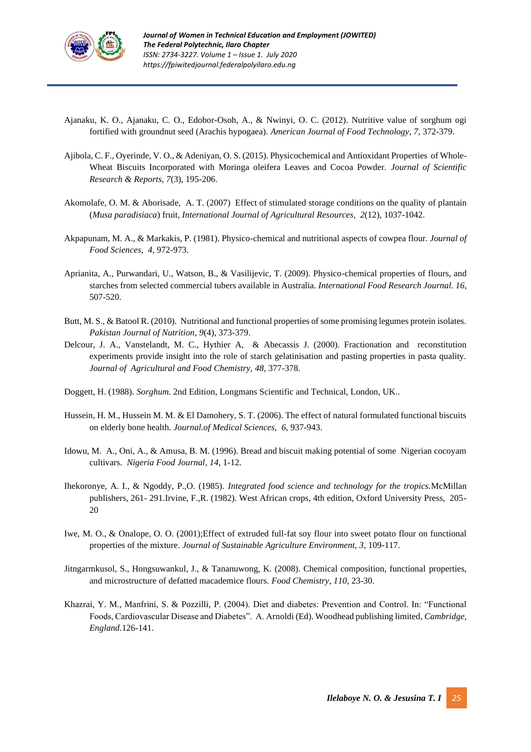Ajanaku, K. O., Ajanaku, C. O., Edobor-Osoh, A., & Nwinyi, O. C. (2012). Nutritive value of sorghum ogi fortified with groundnut seed (Arachis hypogaea). *American Journal of Food Technology*, *7*, 372-379.

Ajibola, C. F., Oyerinde, V. O., & Adeniyan, O. S. (2015). Physicochemical and Antioxidant Properties of Whole-Wheat Biscuits Incorporated with Moringa oleifera Leaves and Cocoa Powder. *Journal of Scientific Research & Reports, 7*(3), 195-206.

Akomolafe, O. M. & Aborisade, A. T. (2007) Effect of stimulated storage conditions on the quality of plantain (*Musa paradisiaca*) fruit, *International Journal of Agricultural Resources, 2*(12), 1037-1042.

Akpapunam, M. A., & Markakis, P. (1981). Physico-chemical and nutritional aspects of cowpea flour. *Journal of Food Sciences*, *4,* 972-973.

Aprianita, A., Purwandari, U., Watson, B., & Vasilijevic, T. (2009). Physico-chemical properties of flours, and starches from selected commercial tubers available in Australia. *International Food Research Journal*. *16*, 507-520.

Butt, M. S., & Batool R. (2010). Nutritional and functional properties of some promising legumes protein isolates. *Pakistan Journal of Nutrition*, *9*(4), 373-379.

Delcour, J. A., Vanstelandt, M. C., Hythier A, & Abecassis J. (2000). Fractionation and reconstitution experiments provide insight into the role of starch gelatinisation and pasting properties in pasta quality. *Journal of Agricultural and Food Chemistry*, *48*, 377-378.

Doggett, H. (1988). *Sorghum.* 2nd Edition, Longmans Scientific and Technical, London, UK..

Hussein, H. M., Hussein M. M. & El Damohery, S. T. (2006). The effect of natural formulated functional biscuits on elderly bone health. *Journal.of Medical Sciences, 6*, 937-943.

Idowu, M. A., Oni, A., & Amusa, B. M. (1996). Bread and biscuit making potential of some Nigerian cocoyam cultivars. *Nigeria Food Journal*, *14*, 1-12.

Ihekoronye, A. I., & Ngoddy, P.,O. (1985). *Integrated food science and technology for the tropics.*McMillan publishers, 261- 291.Irvine, F.,R. (1982). West African crops, 4th edition, Oxford University Press, 205-20

Iwe, M. O., & Onalope, O. O. (2001);Effect of extruded full-fat soy flour into sweet potato flour on functional properties of the mixture. *Journal of Sustainable Agriculture Environment*, *3*, 109-117.

Jitngarmkusol, S., Hongsuwankul, J., & Tananuwong, K. (2008). Chemical composition, functional properties, and microstructure of defatted macademice flours. *Food Chemistry*, *110*, 23-30.

Khazrai, Y. M., Manfrini, S. & Pozzilli, P. (2004). Diet and diabetes: Prevention and Control. In: "Functional Foods, Cardiovascular Disease and Diabetes". A. Arnoldi (Ed). Woodhead publishing limited, *Cambridge, England.*126-141.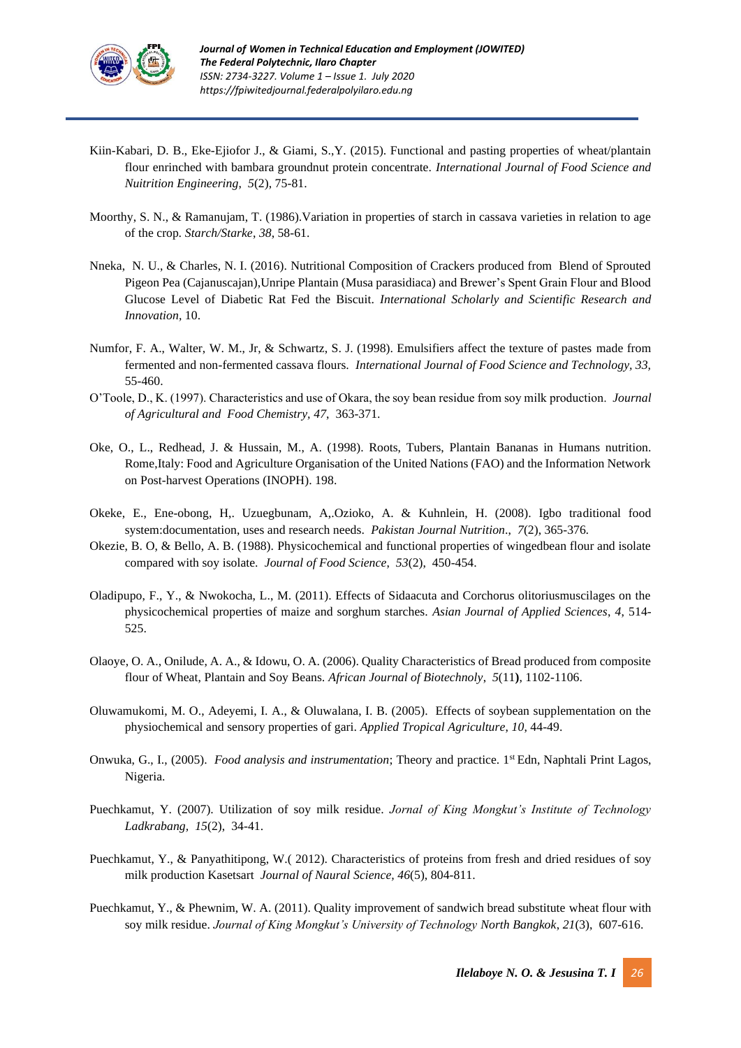Kiin-Kabari, D. B., Eke-Ejiofor J., & Giami, S.,Y. (2015). Functional and pasting properties of wheat/plantain flour enrinched with bambara groundnut protein concentrate. *International Journal of Food Science and Nuitrition Engineering*, *5*(2), 75-81.

Moorthy, S. N., & Ramanujam, T. (1986).Variation in properties of starch in cassava varieties in relation to age of the crop. *Starch/Starke*, *38*, 58-61.

Nneka, N. U., & Charles, N. I. (2016). Nutritional Composition of Crackers produced from Blend of Sprouted Pigeon Pea (Cajanuscajan),Unripe Plantain (Musa parasidiaca) and Brewer's Spent Grain Flour and Blood Glucose Level of Diabetic Rat Fed the Biscuit. *International Scholarly and Scientific Research and Innovation*, 10.

Numfor, F. A., Walter, W. M., Jr, & Schwartz, S. J. (1998). Emulsifiers affect the texture of pastes made from fermented and non-fermented cassava flours. *International Journal of Food Science and Technology, 33,* 55-460.

O'Toole, D., K. (1997). Characteristics and use of Okara, the soy bean residue from soy milk production. *Journal of Agricultural and Food Chemistry, 47*, 363-371.

Oke, O., L., Redhead, J. & Hussain, M., A. (1998). Roots, Tubers, Plantain Bananas in Humans nutrition. Rome,Italy: Food and Agriculture Organisation of the United Nations (FAO) and the Information Network on Post-harvest Operations (INOPH). 198.

Okeke, E., Ene-obong, H,. Uzuegbunam, A,.Ozioko, A. & Kuhnlein, H. (2008). Igbo traditional food system:documentation, uses and research needs. *Pakistan Journal Nutrition*., *7*(2), 365-376.

Okezie, B. O, & Bello, A. B. (1988). Physicochemical and functional properties of wingedbean flour and isolate compared with soy isolate. *Journal of Food Science*, *53*(2), 450-454.

Oladipupo, F., Y., & Nwokocha, L., M. (2011). Effects of Sidaacuta and Corchorus olitoriusmuscilages on the physicochemical properties of maize and sorghum starches. *Asian Journal of Applied Sciences*, *4*, 514-525.

Olaoye, O. A., Onilude, A. A., & Idowu, O. A. (2006). Quality Characteristics of Bread produced from composite flour of Wheat, Plantain and Soy Beans. *African Journal of Biotechnoly*, *5*(11**)**, 1102-1106.

Oluwamukomi, M. O., Adeyemi, I. A., & Oluwalana, I. B. (2005). Effects of soybean supplementation on the physiochemical and sensory properties of gari. *Applied Tropical Agriculture*, *10*, 44-49.

Onwuka, G., I., (2005). *Food analysis and instrumentation*; Theory and practice. 1st Edn, Naphtali Print Lagos, Nigeria.

Puechkamut, Y. (2007). Utilization of soy milk residue. *Jornal of King Mongkut's Institute of Technology Ladkrabang, 15*(2), 34-41.

Puechkamut, Y., & Panyathitipong, W.( 2012). Characteristics of proteins from fresh and dried residues of soy milk production Kasetsart *Journal of Naural Science*, *46*(5), 804-811.

Puechkamut, Y., & Phewnim, W. A. (2011). Quality improvement of sandwich bread substitute wheat flour with soy milk residue. *Journal of King Mongkut's University of Technology North Bangkok*, *21*(3), 607-616.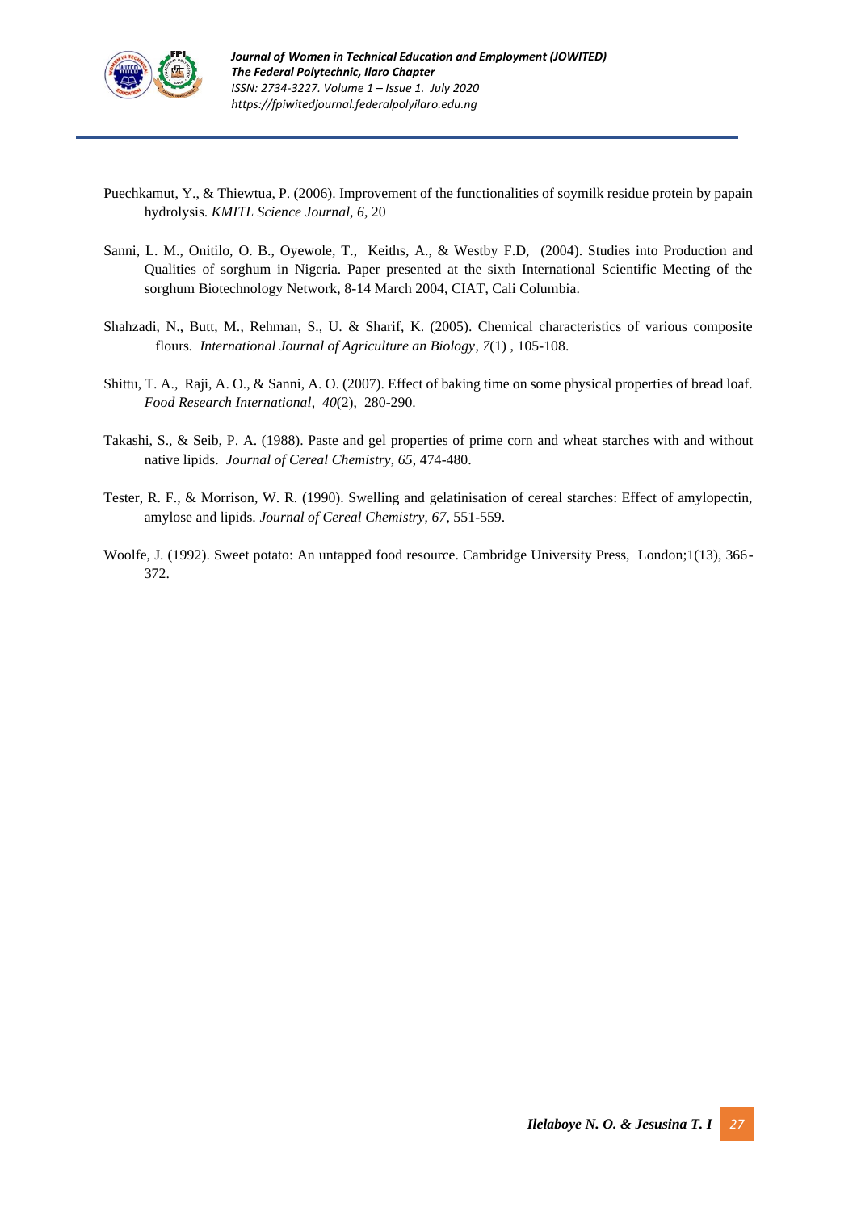Puechkamut, Y., & Thiewtua, P. (2006). Improvement of the functionalities of soymilk residue protein by papain hydrolysis. *KMITL Science Journal*, *6*, 20

Sanni, L. M., Onitilo, O. B., Oyewole, T., Keiths, A., & Westby F.D, (2004). Studies into Production and Qualities of sorghum in Nigeria. Paper presented at the sixth International Scientific Meeting of the sorghum Biotechnology Network, 8-14 March 2004, CIAT, Cali Columbia.

Shahzadi, N., Butt, M., Rehman, S., U. & Sharif, K. (2005). Chemical characteristics of various composite flours. *International Journal of Agriculture an Biology*, *7*(1) , 105-108.

Shittu, T. A., Raji, A. O., & Sanni, A. O. (2007). Effect of baking time on some physical properties of bread loaf. *Food Research International*, *40*(2), 280-290.

Takashi, S., & Seib, P. A. (1988). Paste and gel properties of prime corn and wheat starches with and without native lipids. *Journal of Cereal Chemistry*, *65*, 474-480.

Tester, R. F., & Morrison, W. R. (1990). Swelling and gelatinisation of cereal starches: Effect of amylopectin, amylose and lipids. *Journal of Cereal Chemistry*, *67*, 551-559.

Woolfe, J. (1992). Sweet potato: An untapped food resource. Cambridge University Press, London;1(13), 366-372.